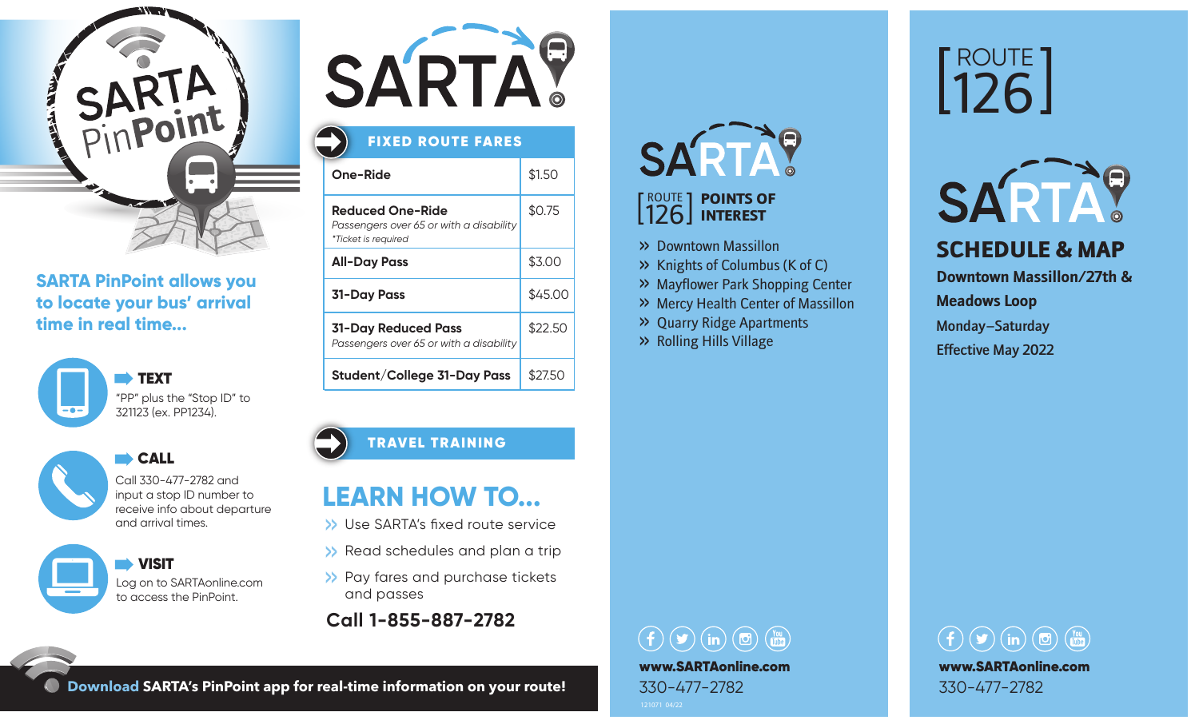# SARTA PinPoint

**SARTA PinPoint allows you to locate your bus' arrival time in real time...**

**TEXT**
"PP" plus the "Stop ID" to 321123 (ex. PP1234).

**CALL**
Call 330-477-2782 and input a stop ID number to receive info about departure and arrival times.

**VISIT**
Log on to SARTAonline.com to access the PinPoint.

**Download** SARTA's PinPoint app for real-time information on your route!

# SARTA

## FIXED ROUTE FARES

| Fare | Price |
| --- | --- |
| **One-Ride** | $1.50 |
| **Reduced One-Ride** *Passengers over 65 or with a disability* *\*Ticket is required* | $0.75 |
| **All-Day Pass** | $3.00 |
| **31-Day Pass** | $45.00 |
| **31-Day Reduced Pass** *Passengers over 65 or with a disability* | $22.50 |
| **Student/College 31-Day Pass** | $27.50 |

## TRAVEL TRAINING

### LEARN HOW TO...

- Use SARTA's fixed route service
- Read schedules and plan a trip
- Pay fares and purchase tickets and passes

**Call 1-855-887-2782**

# SARTA

## [ROUTE 126] POINTS OF INTEREST

- Downtown Massillon
- Knights of Columbus (K of C)
- Mayflower Park Shopping Center
- Mercy Health Center of Massillon
- Quarry Ridge Apartments
- Rolling Hills Village

**www.SARTAonline.com**
330-477-2782

121071 04/22

# [ROUTE 126]

# SARTA

## SCHEDULE & MAP

**Downtown Massillon/27th & Meadows Loop**

Monday–Saturday

Effective May 2022

**www.SARTAonline.com**
330-477-2782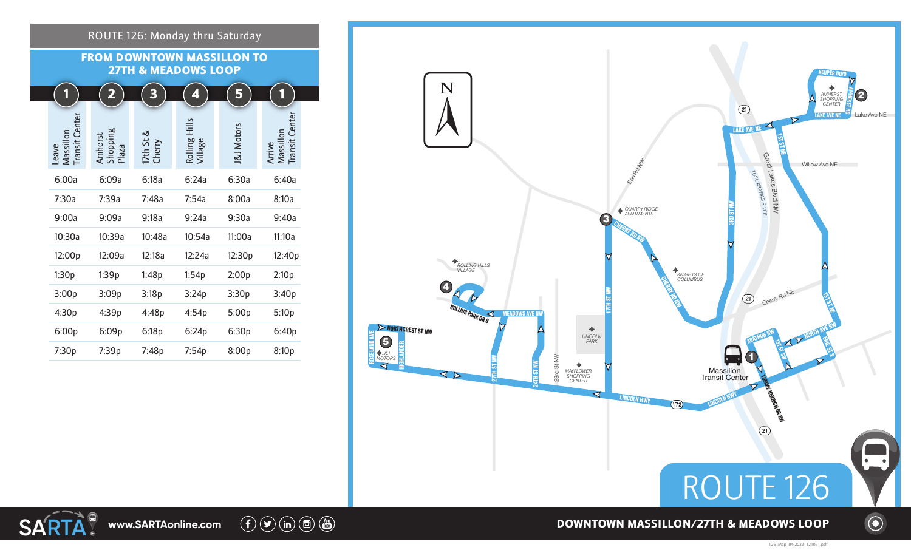## ROUTE 126: Monday thru Saturday

### FROM DOWNTOWN MASSILLON TO 27TH & MEADOWS LOOP

| 1 Leave Massillon Transit Center | 2 Amherst Shopping Plaza | 3 17th St & Cherry | 4 Rolling Hills Village | 5 J&J Motors | 1 Arrive Massillon Transit Center |
|---|---|---|---|---|---|
| 6:00a | 6:09a | 6:18a | 6:24a | 6:30a | 6:40a |
| 7:30a | 7:39a | 7:48a | 7:54a | 8:00a | 8:10a |
| 9:00a | 9:09a | 9:18a | 9:24a | 9:30a | 9:40a |
| 10:30a | 10:39a | 10:48a | 10:54a | 11:00a | 11:10a |
| 12:00p | 12:09a | 12:18a | 12:24a | 12:30p | 12:40p |
| 1:30p | 1:39p | 1:48p | 1:54p | 2:00p | 2:10p |
| 3:00p | 3:09p | 3:18p | 3:24p | 3:30p | 3:40p |
| 4:30p | 4:39p | 4:48p | 4:54p | 5:00p | 5:10p |
| 6:00p | 6:09p | 6:18p | 6:24p | 6:30p | 6:40p |
| 7:30p | 7:39p | 7:48p | 7:54p | 8:00p | 8:10p |

N

KEUPER BLVD
AMHERST SHOPPING CENTER
AMHERST RD
LAKE AVE NE
Lake Ave NE
21
1ST ST NE
Willow Ave NE
Great Lakes Blvd NW
TUSCARAWAS RIVER
3RD ST NW
Earl Rd NW
QUARRY RIDGE APARTMENTS
CHERRY RD NW
KNIGHTS OF COLUMBUS
Cherry Rd NE
ROLLING HILLS VILLAGE
ROLLING PARK DR S
MEADOWS AVE NW
17TH ST NW
LINCOLN PARK
NORTHCREST ST NW
ROSELAND AVE
HIGHLANDER
J&J MOTORS
27TH ST NW
24TH ST NW
23rd St NW
MAYFLOWER SHOPPING CENTER
LINCOLN HWY
172
AGATHON NW
1ST ST SW
NORTH AVE NW
ERIE ST S
Massillon Transit Center
TOMMY HENRICH DR NW

ROUTE 126

www.SARTAonline.com

DOWNTOWN MASSILLON/27TH & MEADOWS LOOP

126_Map_04-2022_121071.pdf